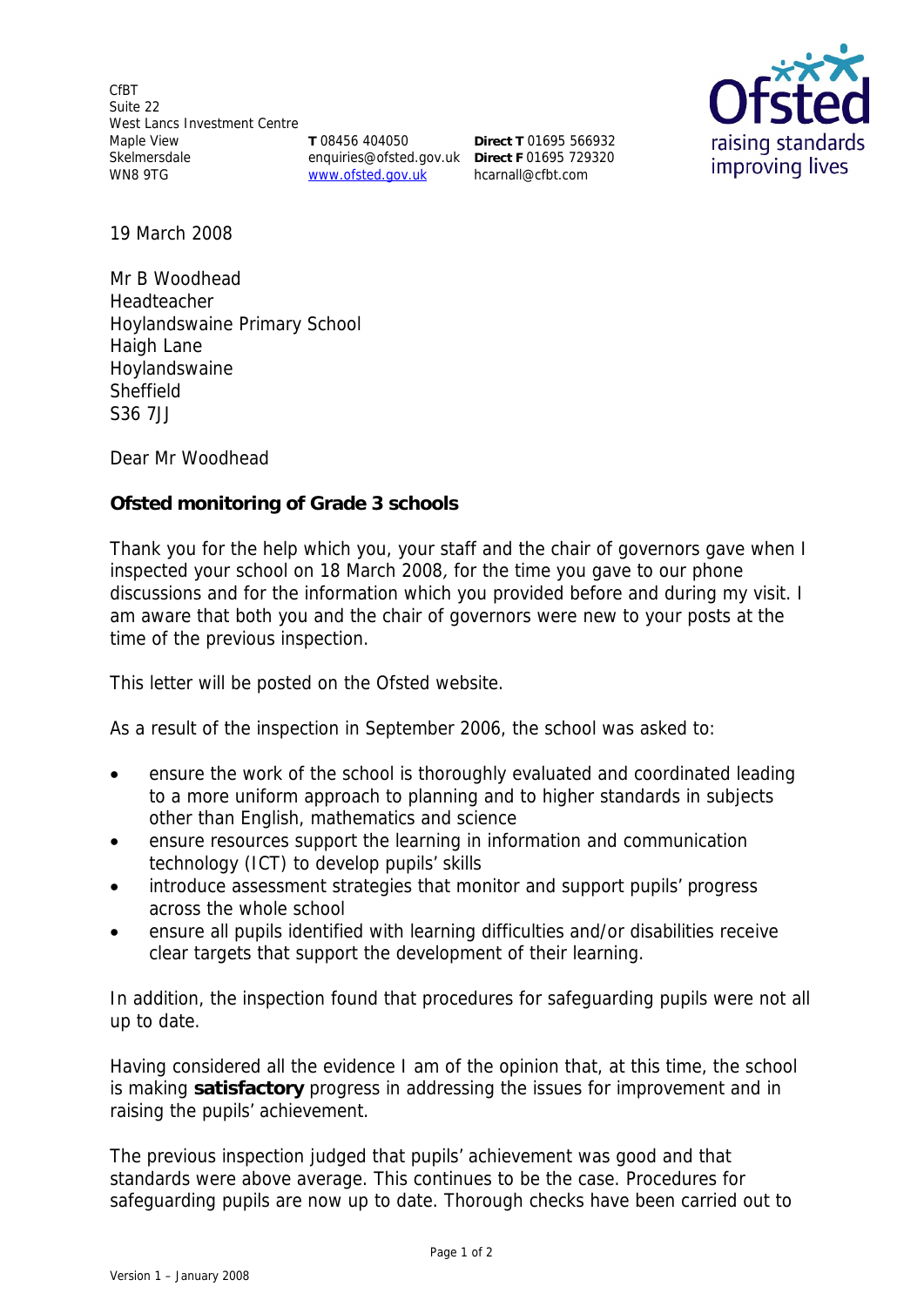CfBT
Suite 22
West Lancs Investment Centre
Maple View
Skelmersdale
WN8 9TG

**T** 08456 404050
enquiries@ofsted.gov.uk
www.ofsted.gov.uk

**Direct T** 01695 566932
**Direct F** 01695 729320
hcarnall@cfbt.com

19 March 2008

Mr B Woodhead
Headteacher
Hoylandswaine Primary School
Haigh Lane
Hoylandswaine
Sheffield
S36 7JJ

Dear Mr Woodhead

**Ofsted monitoring of Grade 3 schools**

Thank you for the help which you, your staff and the chair of governors gave when I inspected your school on 18 March 2008, for the time you gave to our phone discussions and for the information which you provided before and during my visit. I am aware that both you and the chair of governors were new to your posts at the time of the previous inspection.

This letter will be posted on the Ofsted website.

As a result of the inspection in September 2006, the school was asked to:

- ensure the work of the school is thoroughly evaluated and coordinated leading to a more uniform approach to planning and to higher standards in subjects other than English, mathematics and science
- ensure resources support the learning in information and communication technology (ICT) to develop pupils' skills
- introduce assessment strategies that monitor and support pupils' progress across the whole school
- ensure all pupils identified with learning difficulties and/or disabilities receive clear targets that support the development of their learning.

In addition, the inspection found that procedures for safeguarding pupils were not all up to date.

Having considered all the evidence I am of the opinion that, at this time, the school is making **satisfactory** progress in addressing the issues for improvement and in raising the pupils' achievement.

The previous inspection judged that pupils' achievement was good and that standards were above average. This continues to be the case. Procedures for safeguarding pupils are now up to date. Thorough checks have been carried out to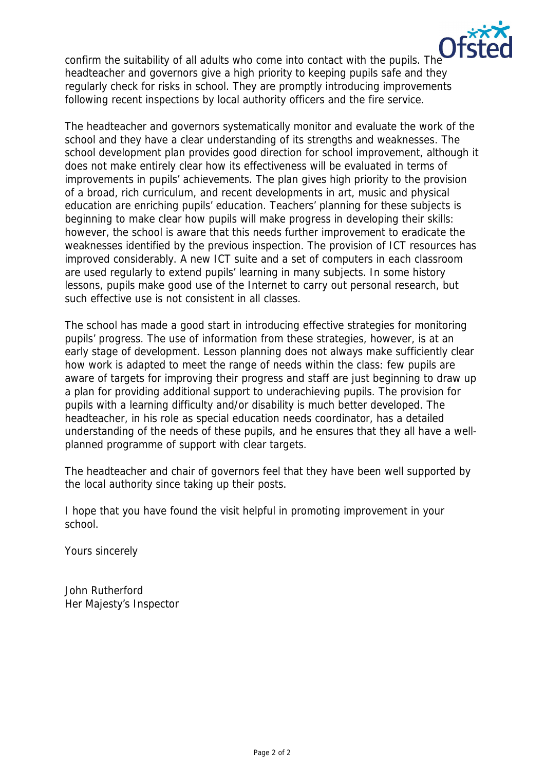confirm the suitability of all adults who come into contact with the pupils. The headteacher and governors give a high priority to keeping pupils safe and they regularly check for risks in school. They are promptly introducing improvements following recent inspections by local authority officers and the fire service.

The headteacher and governors systematically monitor and evaluate the work of the school and they have a clear understanding of its strengths and weaknesses. The school development plan provides good direction for school improvement, although it does not make entirely clear how its effectiveness will be evaluated in terms of improvements in pupils' achievements. The plan gives high priority to the provision of a broad, rich curriculum, and recent developments in art, music and physical education are enriching pupils' education. Teachers' planning for these subjects is beginning to make clear how pupils will make progress in developing their skills: however, the school is aware that this needs further improvement to eradicate the weaknesses identified by the previous inspection. The provision of ICT resources has improved considerably. A new ICT suite and a set of computers in each classroom are used regularly to extend pupils' learning in many subjects. In some history lessons, pupils make good use of the Internet to carry out personal research, but such effective use is not consistent in all classes.

The school has made a good start in introducing effective strategies for monitoring pupils' progress. The use of information from these strategies, however, is at an early stage of development. Lesson planning does not always make sufficiently clear how work is adapted to meet the range of needs within the class: few pupils are aware of targets for improving their progress and staff are just beginning to draw up a plan for providing additional support to underachieving pupils. The provision for pupils with a learning difficulty and/or disability is much better developed. The headteacher, in his role as special education needs coordinator, has a detailed understanding of the needs of these pupils, and he ensures that they all have a well-planned programme of support with clear targets.

The headteacher and chair of governors feel that they have been well supported by the local authority since taking up their posts.

I hope that you have found the visit helpful in promoting improvement in your school.

Yours sincerely

John Rutherford
Her Majesty's Inspector